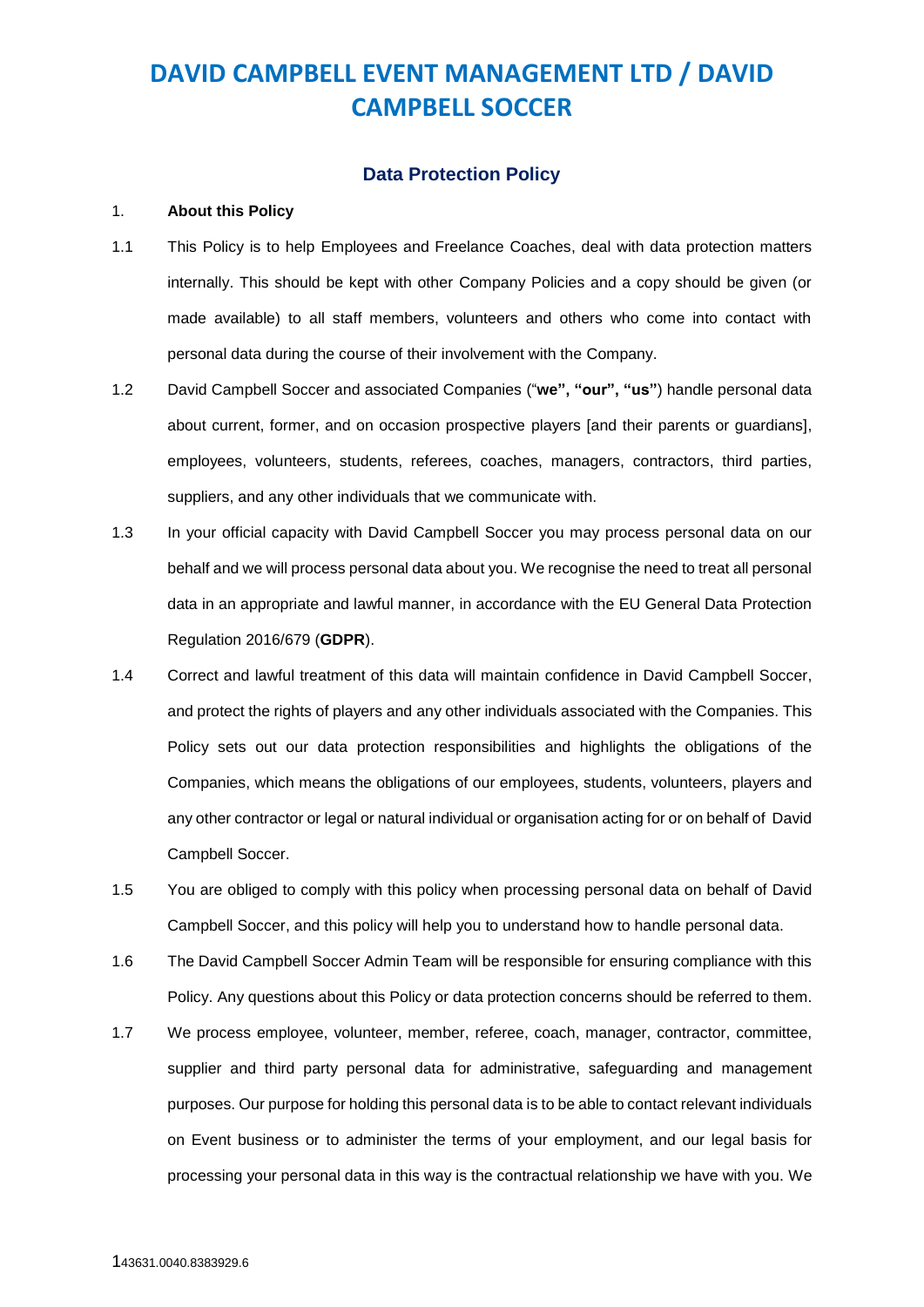# DAVID CAMPBELL EVENT MANAGEMENT LTD / DAVID CAMPBELL SOCCER

## Data Protection Policy

1. **About this Policy**

1.1 This Policy is to help Employees and Freelance Coaches, deal with data protection matters internally. This should be kept with other Company Policies and a copy should be given (or made available) to all staff members, volunteers and others who come into contact with personal data during the course of their involvement with the Company.

1.2 David Campbell Soccer and associated Companies ("**we", "our", "us"**) handle personal data about current, former, and on occasion prospective players [and their parents or guardians], employees, volunteers, students, referees, coaches, managers, contractors, third parties, suppliers, and any other individuals that we communicate with.

1.3 In your official capacity with David Campbell Soccer you may process personal data on our behalf and we will process personal data about you. We recognise the need to treat all personal data in an appropriate and lawful manner, in accordance with the EU General Data Protection Regulation 2016/679 (**GDPR**).

1.4 Correct and lawful treatment of this data will maintain confidence in David Campbell Soccer, and protect the rights of players and any other individuals associated with the Companies. This Policy sets out our data protection responsibilities and highlights the obligations of the Companies, which means the obligations of our employees, students, volunteers, players and any other contractor or legal or natural individual or organisation acting for or on behalf of David Campbell Soccer.

1.5 You are obliged to comply with this policy when processing personal data on behalf of David Campbell Soccer, and this policy will help you to understand how to handle personal data.

1.6 The David Campbell Soccer Admin Team will be responsible for ensuring compliance with this Policy. Any questions about this Policy or data protection concerns should be referred to them.

1.7 We process employee, volunteer, member, referee, coach, manager, contractor, committee, supplier and third party personal data for administrative, safeguarding and management purposes. Our purpose for holding this personal data is to be able to contact relevant individuals on Event business or to administer the terms of your employment, and our legal basis for processing your personal data in this way is the contractual relationship we have with you. We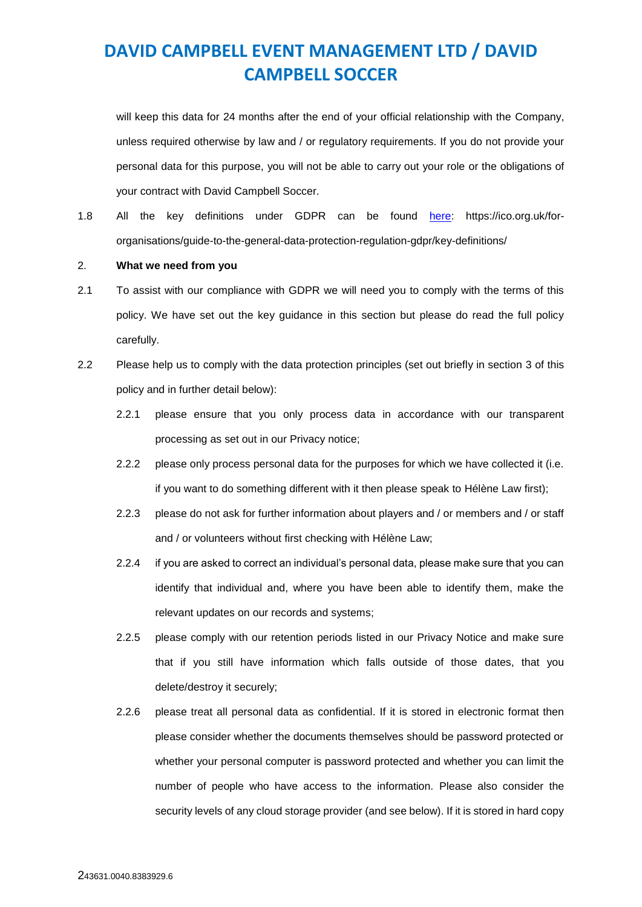will keep this data for 24 months after the end of your official relationship with the Company, unless required otherwise by law and / or regulatory requirements. If you do not provide your personal data for this purpose, you will not be able to carry out your role or the obligations of your contract with David Campbell Soccer.

1.8 All the key definitions under GDPR can be found [here](https://ico.org.uk/for-organisations/guide-to-the-general-data-protection-regulation-gdpr/key-definitions/): https://ico.org.uk/for-organisations/guide-to-the-general-data-protection-regulation-gdpr/key-definitions/

2. **What we need from you**

2.1 To assist with our compliance with GDPR we will need you to comply with the terms of this policy. We have set out the key guidance in this section but please do read the full policy carefully.

2.2 Please help us to comply with the data protection principles (set out briefly in section 3 of this policy and in further detail below):

2.2.1 please ensure that you only process data in accordance with our transparent processing as set out in our Privacy notice;

2.2.2 please only process personal data for the purposes for which we have collected it (i.e. if you want to do something different with it then please speak to Hélène Law first);

2.2.3 please do not ask for further information about players and / or members and / or staff and / or volunteers without first checking with Hélène Law;

2.2.4 if you are asked to correct an individual's personal data, please make sure that you can identify that individual and, where you have been able to identify them, make the relevant updates on our records and systems;

2.2.5 please comply with our retention periods listed in our Privacy Notice and make sure that if you still have information which falls outside of those dates, that you delete/destroy it securely;

2.2.6 please treat all personal data as confidential. If it is stored in electronic format then please consider whether the documents themselves should be password protected or whether your personal computer is password protected and whether you can limit the number of people who have access to the information. Please also consider the security levels of any cloud storage provider (and see below). If it is stored in hard copy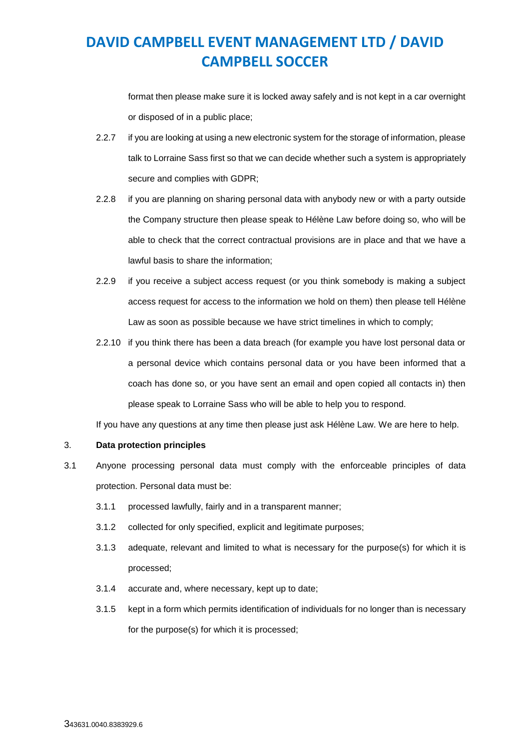format then please make sure it is locked away safely and is not kept in a car overnight or disposed of in a public place;

2.2.7 if you are looking at using a new electronic system for the storage of information, please talk to Lorraine Sass first so that we can decide whether such a system is appropriately secure and complies with GDPR;

2.2.8 if you are planning on sharing personal data with anybody new or with a party outside the Company structure then please speak to Hélène Law before doing so, who will be able to check that the correct contractual provisions are in place and that we have a lawful basis to share the information;

2.2.9 if you receive a subject access request (or you think somebody is making a subject access request for access to the information we hold on them) then please tell Hélène Law as soon as possible because we have strict timelines in which to comply;

2.2.10 if you think there has been a data breach (for example you have lost personal data or a personal device which contains personal data or you have been informed that a coach has done so, or you have sent an email and open copied all contacts in) then please speak to Lorraine Sass who will be able to help you to respond.

If you have any questions at any time then please just ask Hélène Law. We are here to help.

3. **Data protection principles**

3.1 Anyone processing personal data must comply with the enforceable principles of data protection. Personal data must be:

3.1.1 processed lawfully, fairly and in a transparent manner;

3.1.2 collected for only specified, explicit and legitimate purposes;

3.1.3 adequate, relevant and limited to what is necessary for the purpose(s) for which it is processed;

3.1.4 accurate and, where necessary, kept up to date;

3.1.5 kept in a form which permits identification of individuals for no longer than is necessary for the purpose(s) for which it is processed;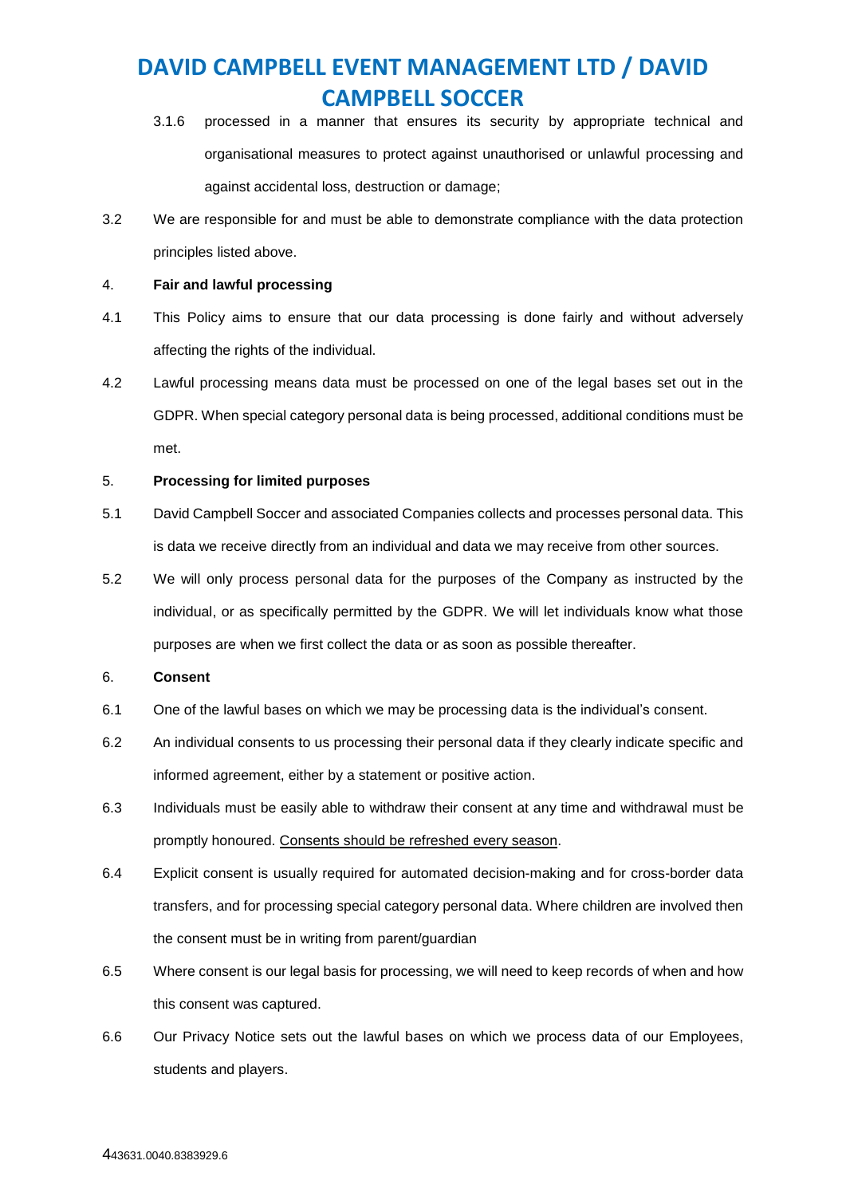3.1.6 processed in a manner that ensures its security by appropriate technical and organisational measures to protect against unauthorised or unlawful processing and against accidental loss, destruction or damage;

3.2 We are responsible for and must be able to demonstrate compliance with the data protection principles listed above.

4. **Fair and lawful processing**

4.1 This Policy aims to ensure that our data processing is done fairly and without adversely affecting the rights of the individual.

4.2 Lawful processing means data must be processed on one of the legal bases set out in the GDPR. When special category personal data is being processed, additional conditions must be met.

5. **Processing for limited purposes**

5.1 David Campbell Soccer and associated Companies collects and processes personal data. This is data we receive directly from an individual and data we may receive from other sources.

5.2 We will only process personal data for the purposes of the Company as instructed by the individual, or as specifically permitted by the GDPR. We will let individuals know what those purposes are when we first collect the data or as soon as possible thereafter.

6. **Consent**

6.1 One of the lawful bases on which we may be processing data is the individual's consent.

6.2 An individual consents to us processing their personal data if they clearly indicate specific and informed agreement, either by a statement or positive action.

6.3 Individuals must be easily able to withdraw their consent at any time and withdrawal must be promptly honoured. <u>Consents should be refreshed every season</u>.

6.4 Explicit consent is usually required for automated decision-making and for cross-border data transfers, and for processing special category personal data. Where children are involved then the consent must be in writing from parent/guardian

6.5 Where consent is our legal basis for processing, we will need to keep records of when and how this consent was captured.

6.6 Our Privacy Notice sets out the lawful bases on which we process data of our Employees, students and players.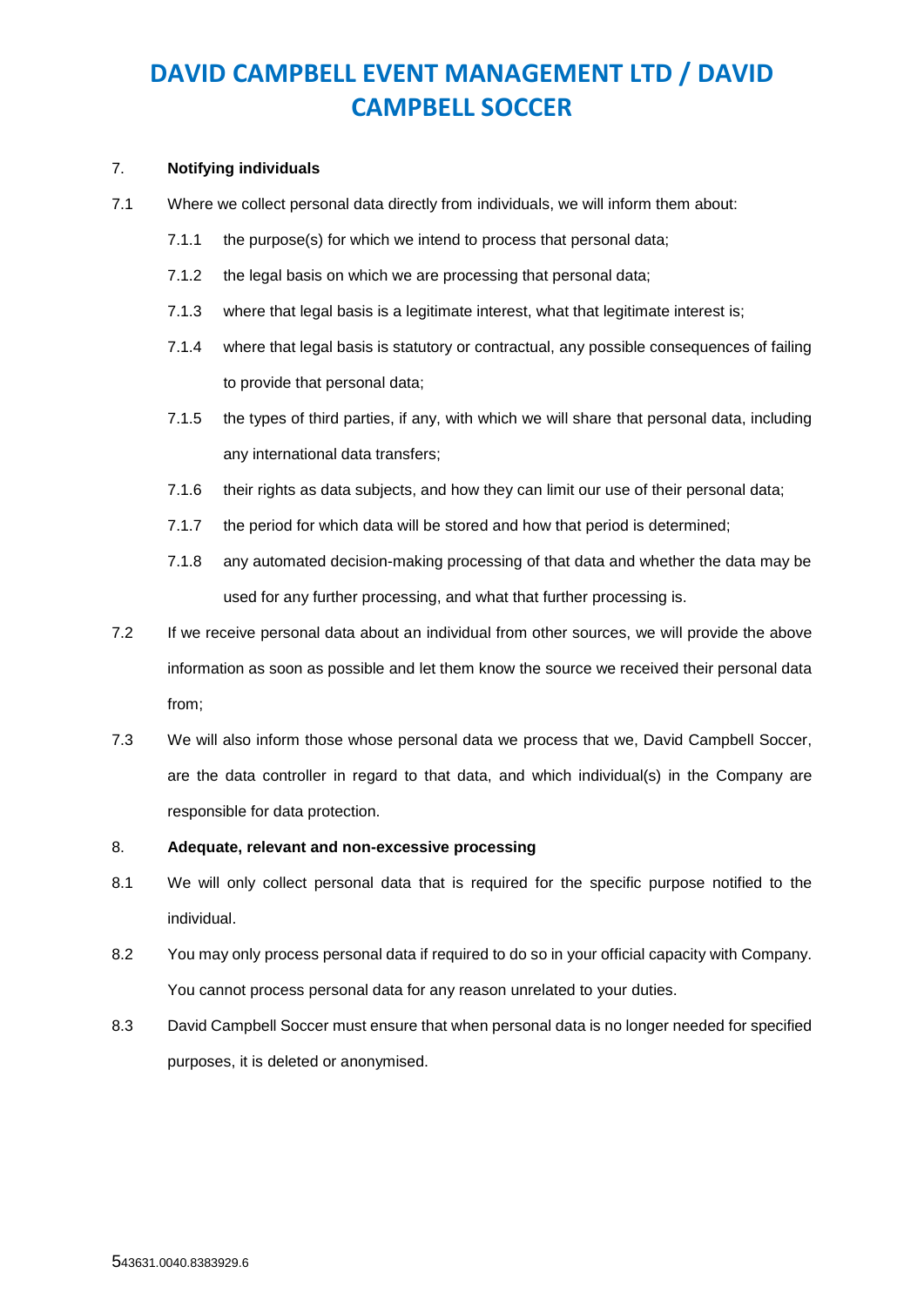7. **Notifying individuals**

7.1 Where we collect personal data directly from individuals, we will inform them about:

7.1.1 the purpose(s) for which we intend to process that personal data;

7.1.2 the legal basis on which we are processing that personal data;

7.1.3 where that legal basis is a legitimate interest, what that legitimate interest is;

7.1.4 where that legal basis is statutory or contractual, any possible consequences of failing to provide that personal data;

7.1.5 the types of third parties, if any, with which we will share that personal data, including any international data transfers;

7.1.6 their rights as data subjects, and how they can limit our use of their personal data;

7.1.7 the period for which data will be stored and how that period is determined;

7.1.8 any automated decision-making processing of that data and whether the data may be used for any further processing, and what that further processing is.

7.2 If we receive personal data about an individual from other sources, we will provide the above information as soon as possible and let them know the source we received their personal data from;

7.3 We will also inform those whose personal data we process that we, David Campbell Soccer, are the data controller in regard to that data, and which individual(s) in the Company are responsible for data protection.

8. **Adequate, relevant and non-excessive processing**

8.1 We will only collect personal data that is required for the specific purpose notified to the individual.

8.2 You may only process personal data if required to do so in your official capacity with Company. You cannot process personal data for any reason unrelated to your duties.

8.3 David Campbell Soccer must ensure that when personal data is no longer needed for specified purposes, it is deleted or anonymised.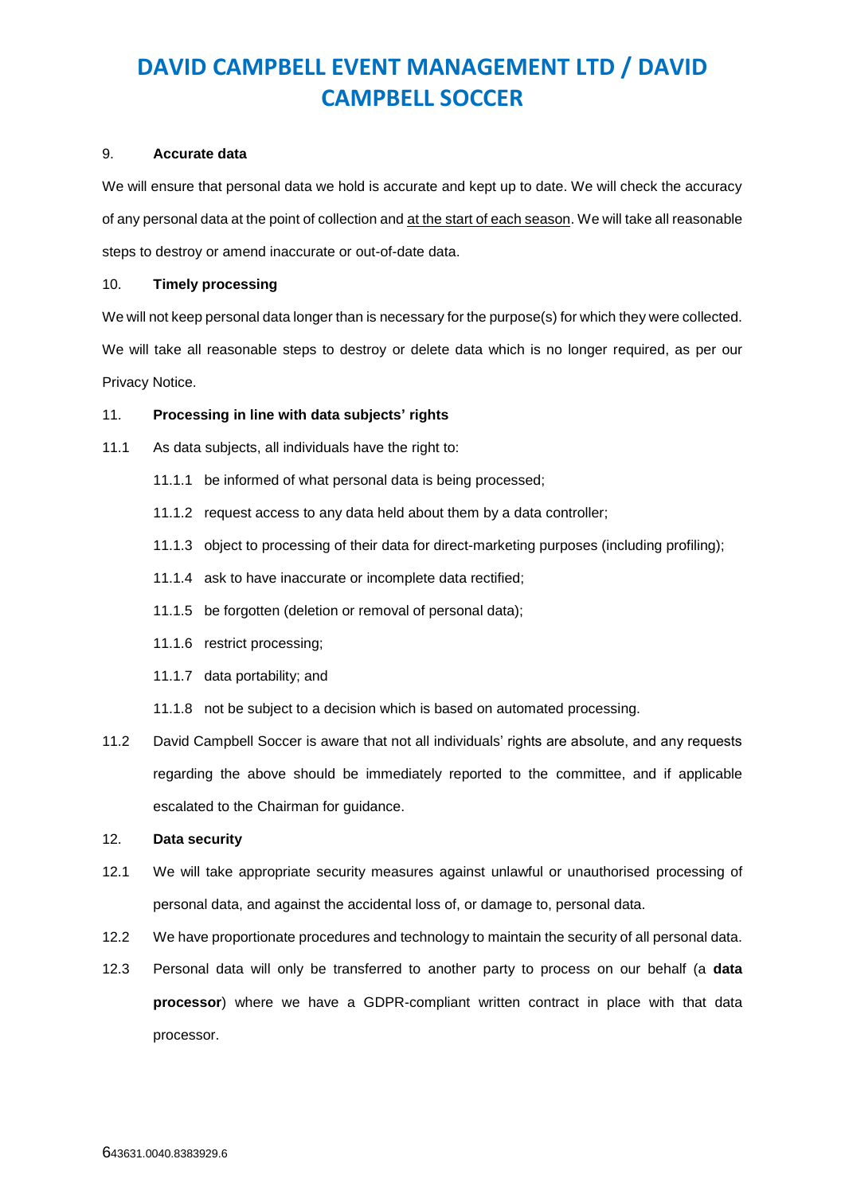# DAVID CAMPBELL EVENT MANAGEMENT LTD / DAVID CAMPBELL SOCCER

9. **Accurate data**

We will ensure that personal data we hold is accurate and kept up to date. We will check the accuracy of any personal data at the point of collection and <u>at the start of each season</u>. We will take all reasonable steps to destroy or amend inaccurate or out-of-date data.

10. **Timely processing**

We will not keep personal data longer than is necessary for the purpose(s) for which they were collected. We will take all reasonable steps to destroy or delete data which is no longer required, as per our Privacy Notice.

11. **Processing in line with data subjects' rights**

11.1 As data subjects, all individuals have the right to:

- 11.1.1 be informed of what personal data is being processed;
- 11.1.2 request access to any data held about them by a data controller;
- 11.1.3 object to processing of their data for direct-marketing purposes (including profiling);
- 11.1.4 ask to have inaccurate or incomplete data rectified;
- 11.1.5 be forgotten (deletion or removal of personal data);
- 11.1.6 restrict processing;
- 11.1.7 data portability; and
- 11.1.8 not be subject to a decision which is based on automated processing.

11.2 David Campbell Soccer is aware that not all individuals' rights are absolute, and any requests regarding the above should be immediately reported to the committee, and if applicable escalated to the Chairman for guidance.

12. **Data security**

12.1 We will take appropriate security measures against unlawful or unauthorised processing of personal data, and against the accidental loss of, or damage to, personal data.

12.2 We have proportionate procedures and technology to maintain the security of all personal data.

12.3 Personal data will only be transferred to another party to process on our behalf (a **data processor**) where we have a GDPR-compliant written contract in place with that data processor.

43631.0040.8383929.6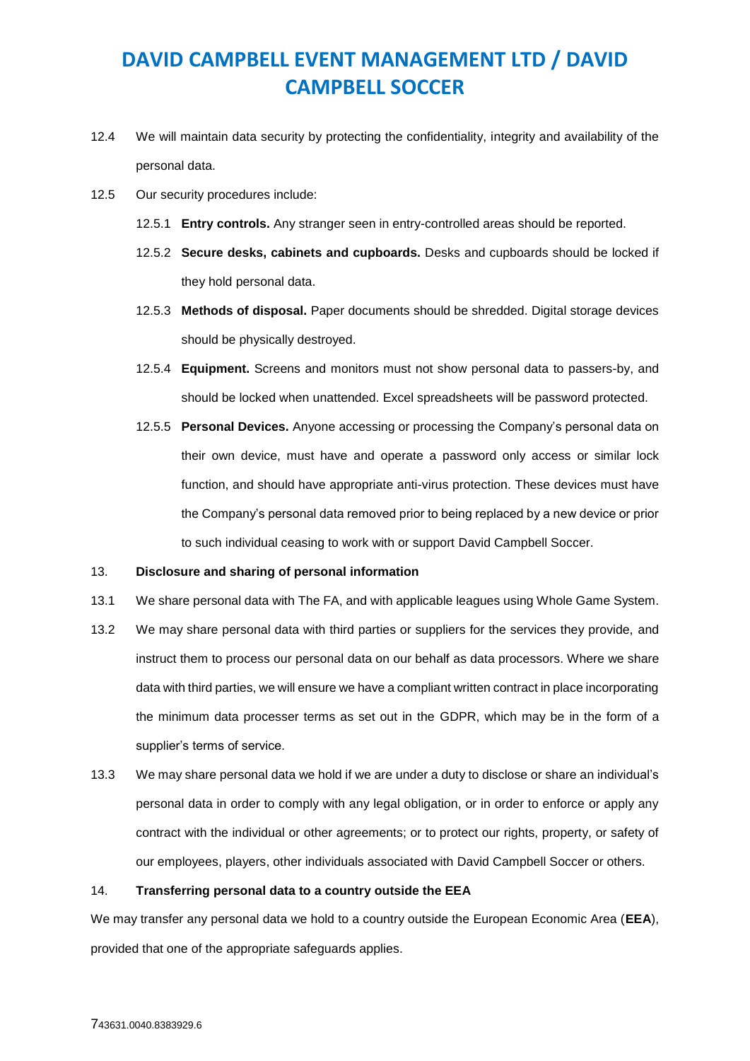12.4 We will maintain data security by protecting the confidentiality, integrity and availability of the personal data.

12.5 Our security procedures include:

12.5.1 **Entry controls.** Any stranger seen in entry-controlled areas should be reported.

12.5.2 **Secure desks, cabinets and cupboards.** Desks and cupboards should be locked if they hold personal data.

12.5.3 **Methods of disposal.** Paper documents should be shredded. Digital storage devices should be physically destroyed.

12.5.4 **Equipment.** Screens and monitors must not show personal data to passers-by, and should be locked when unattended. Excel spreadsheets will be password protected.

12.5.5 **Personal Devices.** Anyone accessing or processing the Company's personal data on their own device, must have and operate a password only access or similar lock function, and should have appropriate anti-virus protection. These devices must have the Company's personal data removed prior to being replaced by a new device or prior to such individual ceasing to work with or support David Campbell Soccer.

13. **Disclosure and sharing of personal information**

13.1 We share personal data with The FA, and with applicable leagues using Whole Game System.

13.2 We may share personal data with third parties or suppliers for the services they provide, and instruct them to process our personal data on our behalf as data processors. Where we share data with third parties, we will ensure we have a compliant written contract in place incorporating the minimum data processer terms as set out in the GDPR, which may be in the form of a supplier's terms of service.

13.3 We may share personal data we hold if we are under a duty to disclose or share an individual's personal data in order to comply with any legal obligation, or in order to enforce or apply any contract with the individual or other agreements; or to protect our rights, property, or safety of our employees, players, other individuals associated with David Campbell Soccer or others.

14. **Transferring personal data to a country outside the EEA**

We may transfer any personal data we hold to a country outside the European Economic Area (**EEA**), provided that one of the appropriate safeguards applies.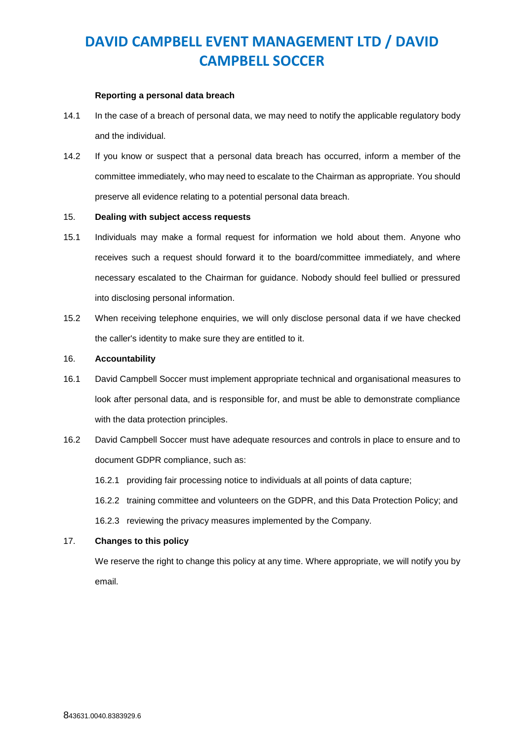**Reporting a personal data breach**

14.1 In the case of a breach of personal data, we may need to notify the applicable regulatory body and the individual.

14.2 If you know or suspect that a personal data breach has occurred, inform a member of the committee immediately, who may need to escalate to the Chairman as appropriate. You should preserve all evidence relating to a potential personal data breach.

15. **Dealing with subject access requests**

15.1 Individuals may make a formal request for information we hold about them. Anyone who receives such a request should forward it to the board/committee immediately, and where necessary escalated to the Chairman for guidance. Nobody should feel bullied or pressured into disclosing personal information.

15.2 When receiving telephone enquiries, we will only disclose personal data if we have checked the caller's identity to make sure they are entitled to it.

16. **Accountability**

16.1 David Campbell Soccer must implement appropriate technical and organisational measures to look after personal data, and is responsible for, and must be able to demonstrate compliance with the data protection principles.

16.2 David Campbell Soccer must have adequate resources and controls in place to ensure and to document GDPR compliance, such as:

16.2.1 providing fair processing notice to individuals at all points of data capture;

16.2.2 training committee and volunteers on the GDPR, and this Data Protection Policy; and

16.2.3 reviewing the privacy measures implemented by the Company.

17. **Changes to this policy**

We reserve the right to change this policy at any time. Where appropriate, we will notify you by email.

43631.0040.8383929.6